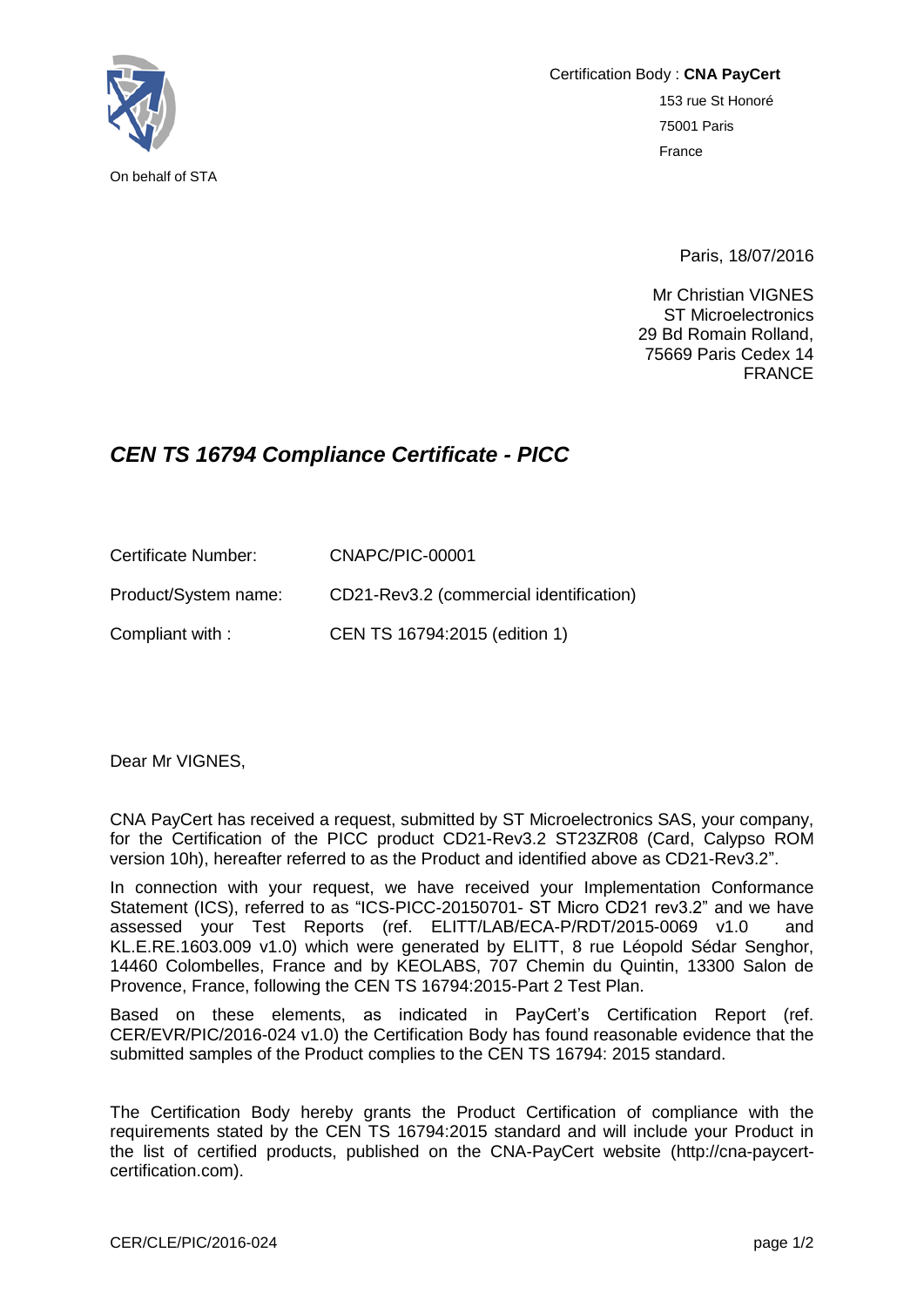On behalf of STA

Certification Body : **CNA PayCert**
153 rue St Honoré
75001 Paris
France

Paris, 18/07/2016

Mr Christian VIGNES
ST Microelectronics
29 Bd Romain Rolland,
75669 Paris Cedex 14
FRANCE

## *CEN TS 16794 Compliance Certificate - PICC*

| | |
|---|---|
| Certificate Number: | CNAPC/PIC-00001 |
| Product/System name: | CD21-Rev3.2 (commercial identification) |
| Compliant with : | CEN TS 16794:2015 (edition 1) |

Dear Mr VIGNES,

CNA PayCert has received a request, submitted by ST Microelectronics SAS, your company, for the Certification of the PICC product CD21-Rev3.2 ST23ZR08 (Card, Calypso ROM version 10h), hereafter referred to as the Product and identified above as CD21-Rev3.2".

In connection with your request, we have received your Implementation Conformance Statement (ICS), referred to as "ICS-PICC-20150701- ST Micro CD21 rev3.2" and we have assessed your Test Reports (ref. ELITT/LAB/ECA-P/RDT/2015-0069 v1.0 and KL.E.RE.1603.009 v1.0) which were generated by ELITT, 8 rue Léopold Sédar Senghor, 14460 Colombelles, France and by KEOLABS, 707 Chemin du Quintin, 13300 Salon de Provence, France, following the CEN TS 16794:2015-Part 2 Test Plan.

Based on these elements, as indicated in PayCert's Certification Report (ref. CER/EVR/PIC/2016-024 v1.0) the Certification Body has found reasonable evidence that the submitted samples of the Product complies to the CEN TS 16794: 2015 standard.

The Certification Body hereby grants the Product Certification of compliance with the requirements stated by the CEN TS 16794:2015 standard and will include your Product in the list of certified products, published on the CNA-PayCert website (http://cna-paycert-certification.com).

CER/CLE/PIC/2016-024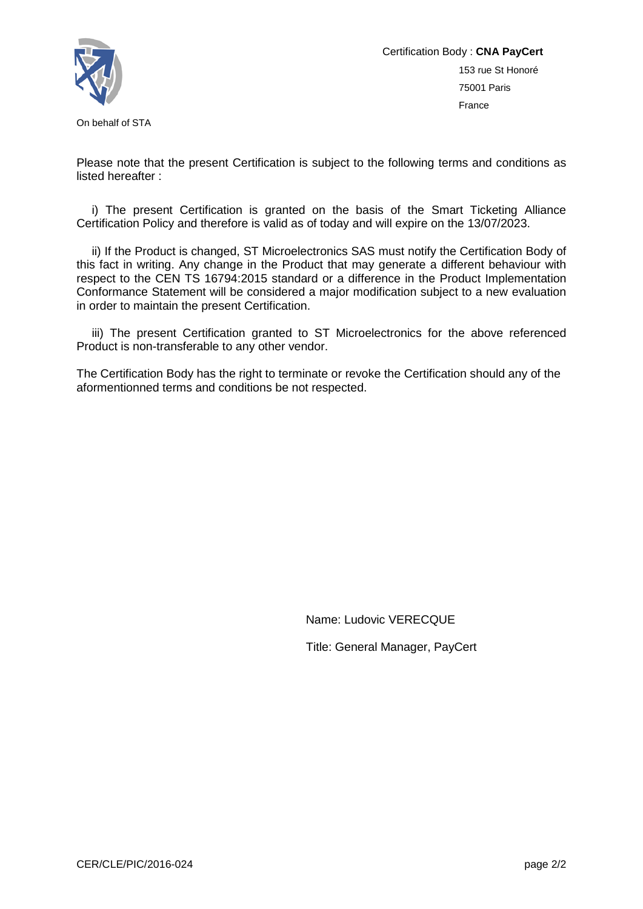On behalf of STA

Certification Body : **CNA PayCert**

153 rue St Honoré

75001 Paris

France

Please note that the present Certification is subject to the following terms and conditions as listed hereafter :

i) The present Certification is granted on the basis of the Smart Ticketing Alliance Certification Policy and therefore is valid as of today and will expire on the 13/07/2023.

ii) If the Product is changed, ST Microelectronics SAS must notify the Certification Body of this fact in writing. Any change in the Product that may generate a different behaviour with respect to the CEN TS 16794:2015 standard or a difference in the Product Implementation Conformance Statement will be considered a major modification subject to a new evaluation in order to maintain the present Certification.

iii) The present Certification granted to ST Microelectronics for the above referenced Product is non-transferable to any other vendor.

The Certification Body has the right to terminate or revoke the Certification should any of the aformentionned terms and conditions be not respected.

Name: Ludovic VERECQUE

Title: General Manager, PayCert

CER/CLE/PIC/2016-024